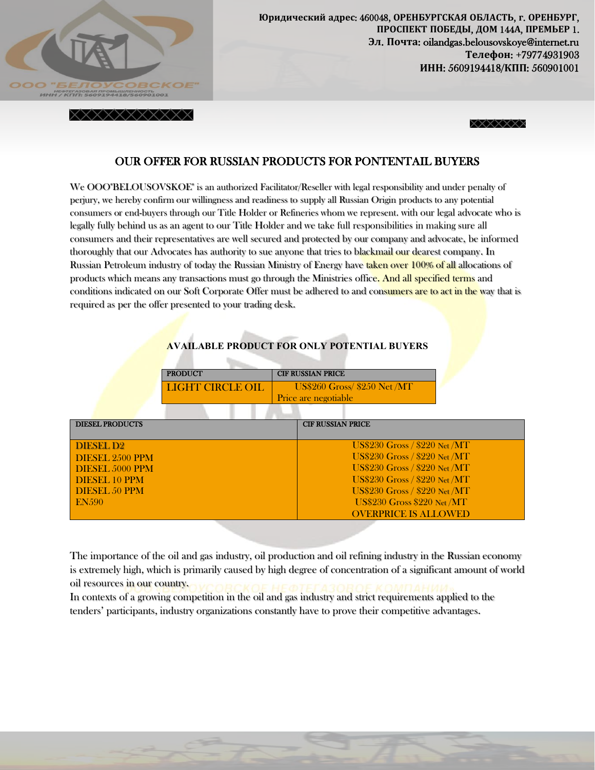Юридический адрес: 460048, ОРЕНБУРГСКАЯ ОБЛАСТЬ, г. ОРЕНБУРГ, ПРОСПЕКТ ПОБЕДЫ, ДОМ 144А, ПРЕМЬЕР 1.
Эл. Почта: oilandgas.belousovskoye@internet.ru
Телефон: +79774931903
ИНН: 5609194418/КПП: 560901001

## OUR OFFER FOR RUSSIAN PRODUCTS FOR PONTENTAIL BUYERS

We OOO"BELOUSOVSKOE" is an authorized Facilitator/Reseller with legal responsibility and under penalty of perjury, we hereby confirm our willingness and readiness to supply all Russian Origin products to any potential consumers or end-buyers through our Title Holder or Refineries whom we represent. with our legal advocate who is legally fully behind us as an agent to our Title Holder and we take full responsibilities in making sure all consumers and their representatives are well secured and protected by our company and advocate, be informed thoroughly that our Advocates has authority to sue anyone that tries to blackmail our dearest company. In Russian Petroleum industry of today the Russian Ministry of Energy have taken over 100% of all allocations of products which means any transactions must go through the Ministries office. And all specified terms and conditions indicated on our Soft Corporate Offer must be adhered to and consumers are to act in the way that is required as per the offer presented to your trading desk.

### AVAILABLE PRODUCT FOR ONLY POTENTIAL BUYERS

| PRODUCT | CIF RUSSIAN PRICE |
| --- | --- |
| LIGHT CIRCLE OIL | US$260 Gross/ $250 Net /MT Price are negotiable |

| DIESEL PRODUCTS | CIF RUSSIAN PRICE |
| --- | --- |
| DIESEL D2 | US$230 Gross / $220 Net /MT |
| DIESEL 2500 PPM | US$230 Gross / $220 Net /MT |
| DIESEL 5000 PPM | US$230 Gross / $220 Net /MT |
| DIESEL 10 PPM | US$230 Gross / $220 Net /MT |
| DIESEL 50 PPM | US$230 Gross / $220 Net /MT |
| EN590 | US$230 Gross $220 Net /MT |
| | OVERPRICE IS ALLOWED |

The importance of the oil and gas industry, oil production and oil refining industry in the Russian economy is extremely high, which is primarily caused by high degree of concentration of a significant amount of world oil resources in our country.

In contexts of a growing competition in the oil and gas industry and strict requirements applied to the tenders' participants, industry organizations constantly have to prove their competitive advantages.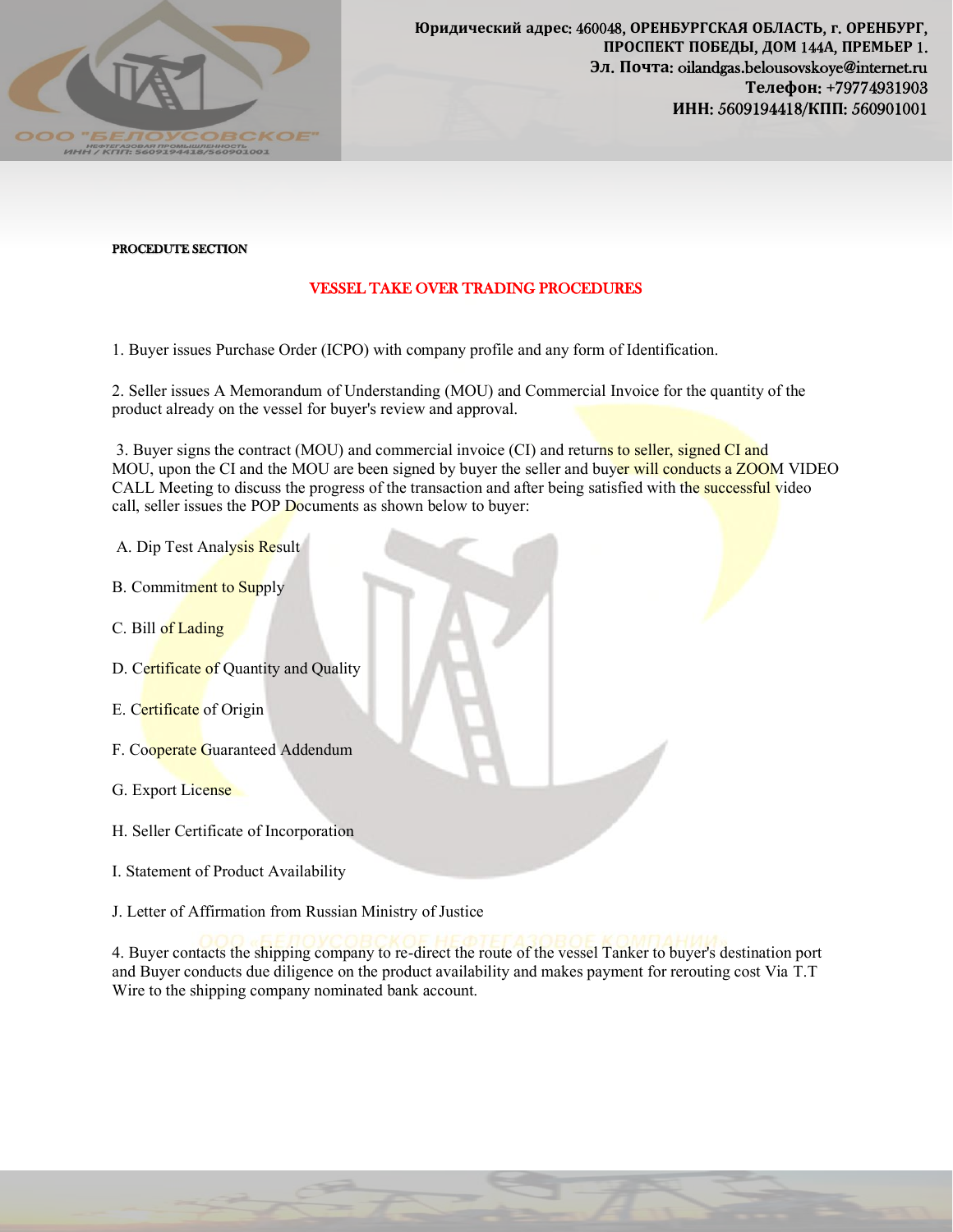**PROCEDUTE SECTION**

## VESSEL TAKE OVER TRADING PROCEDURES

1. Buyer issues Purchase Order (ICPO) with company profile and any form of Identification.

2. Seller issues A Memorandum of Understanding (MOU) and Commercial Invoice for the quantity of the product already on the vessel for buyer's review and approval.

3. Buyer signs the contract (MOU) and commercial invoice (CI) and returns to seller, signed CI and MOU, upon the CI and the MOU are been signed by buyer the seller and buyer will conducts a ZOOM VIDEO CALL Meeting to discuss the progress of the transaction and after being satisfied with the successful video call, seller issues the POP Documents as shown below to buyer:

A. Dip Test Analysis Result

B. Commitment to Supply

C. Bill of Lading

D. Certificate of Quantity and Quality

E. Certificate of Origin

F. Cooperate Guaranteed Addendum

G. Export License

H. Seller Certificate of Incorporation

I. Statement of Product Availability

J. Letter of Affirmation from Russian Ministry of Justice

4. Buyer contacts the shipping company to re-direct the route of the vessel Tanker to buyer's destination port and Buyer conducts due diligence on the product availability and makes payment for rerouting cost Via T.T Wire to the shipping company nominated bank account.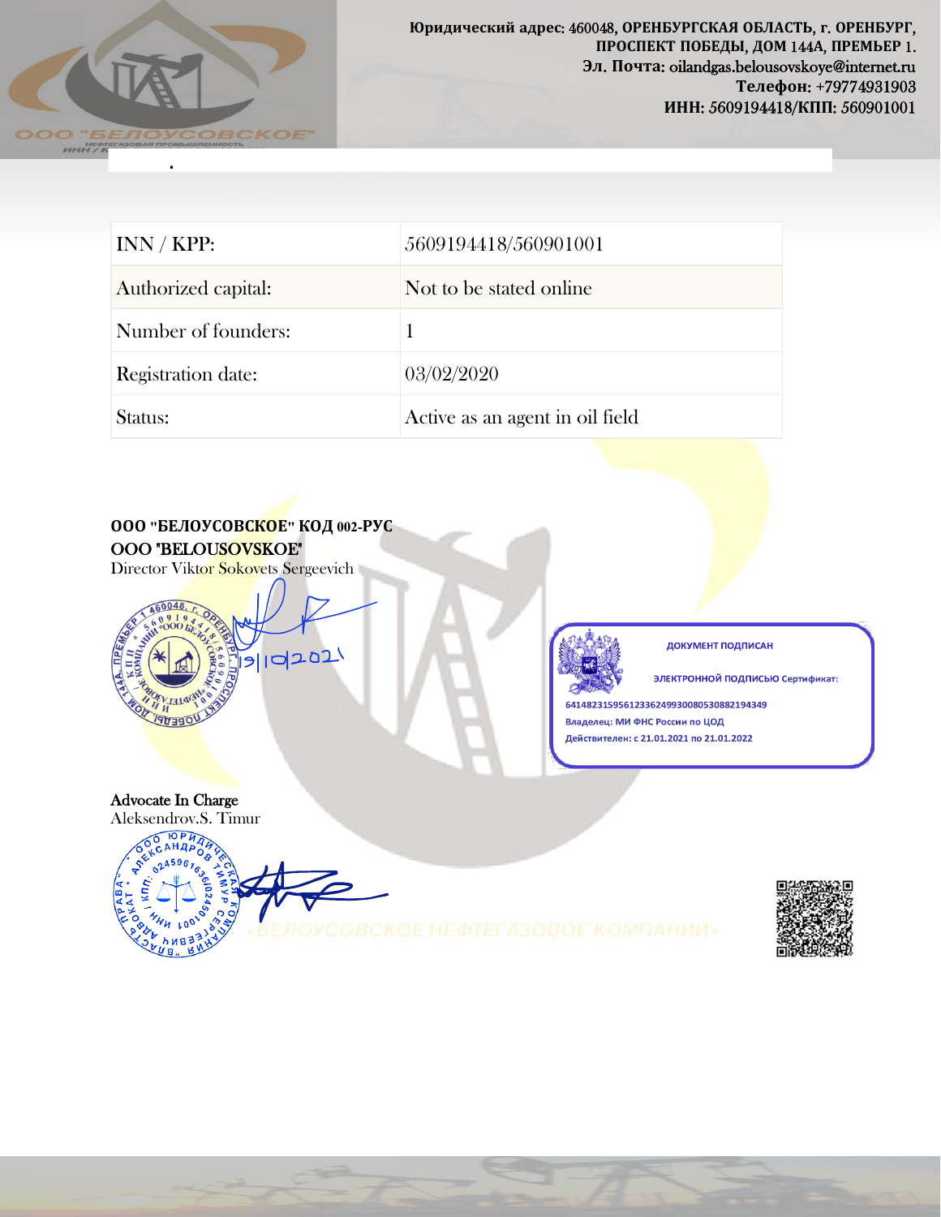**Юридический адрес:** 460048, ОРЕНБУРГСКАЯ ОБЛАСТЬ, г. ОРЕНБУРГ, ПРОСПЕКТ ПОБЕДЫ, ДОМ 144А, ПРЕМЬЕР 1.
**Эл. Почта:** oilandgas.belousovskoye@internet.ru
**Телефон:** +79774931903
**ИНН:** 5609194418/**КПП:** 560901001

| | |
|---|---|
| INN / KPP: | 5609194418/560901001 |
| Authorized capital: | Not to be stated online |
| Number of founders: | 1 |
| Registration date: | 03/02/2020 |
| Status: | Active as an agent in oil field |

**ООО "БЕЛОУСОВСКОЕ" КОД 002-РУС**
**OOO "BELOUSOVSKOE"**
Director Viktor Sokovets Sergeevich

19/10/2021

ДОКУМЕНТ ПОДПИСАН
ЭЛЕКТРОННОЙ ПОДПИСЬЮ Сертификат:
641482315956123362499300805308821 94349
Владелец: МИ ФНС России по ЦОД
Действителен: с 21.01.2021 по 21.01.2022

**Advocate In Charge**
Aleksendrov.S. Timur

«БЕЛОУСОВСКОЕ НЕФТЕГАЗОВОЕ КОМПАНИИ»